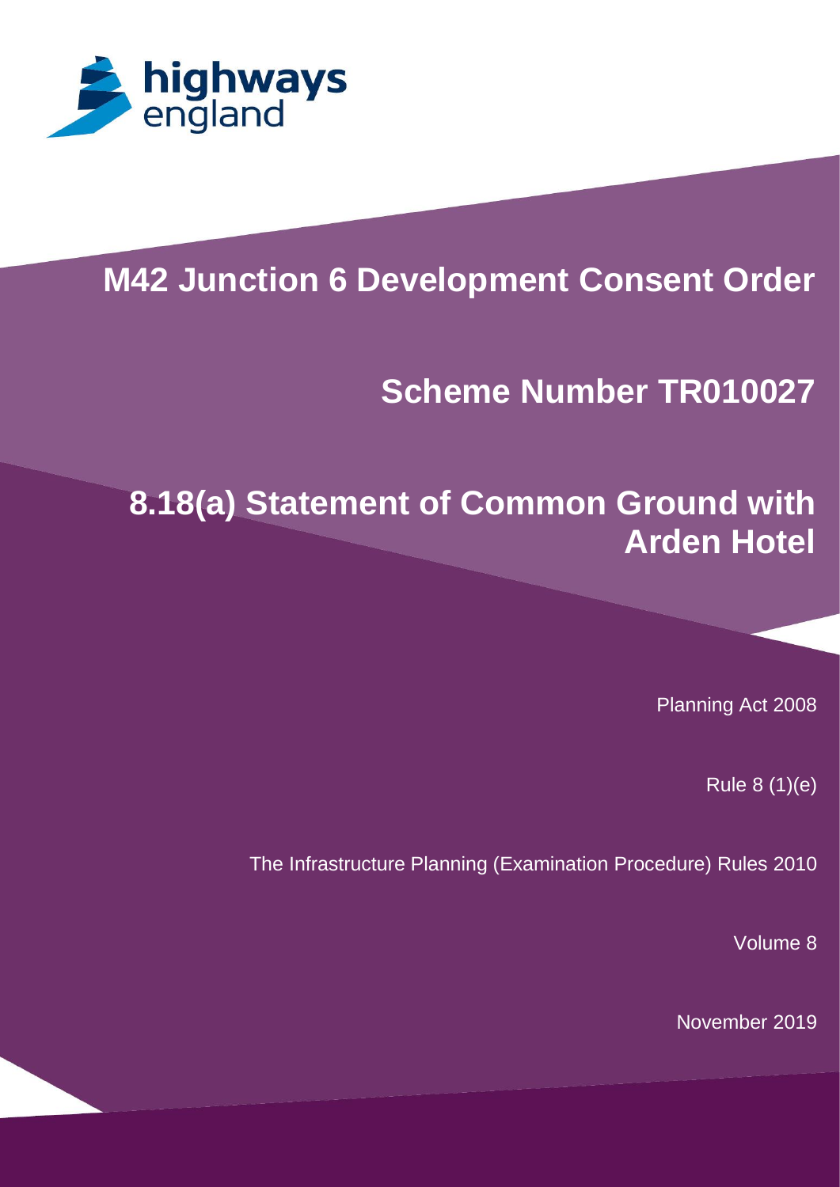highways england

# M42 Junction 6 Development Consent Order

## Scheme Number TR010027

## 8.18(a) Statement of Common Ground with Arden Hotel

Planning Act 2008

Rule 8 (1)(e)

The Infrastructure Planning (Examination Procedure) Rules 2010

Volume 8

November 2019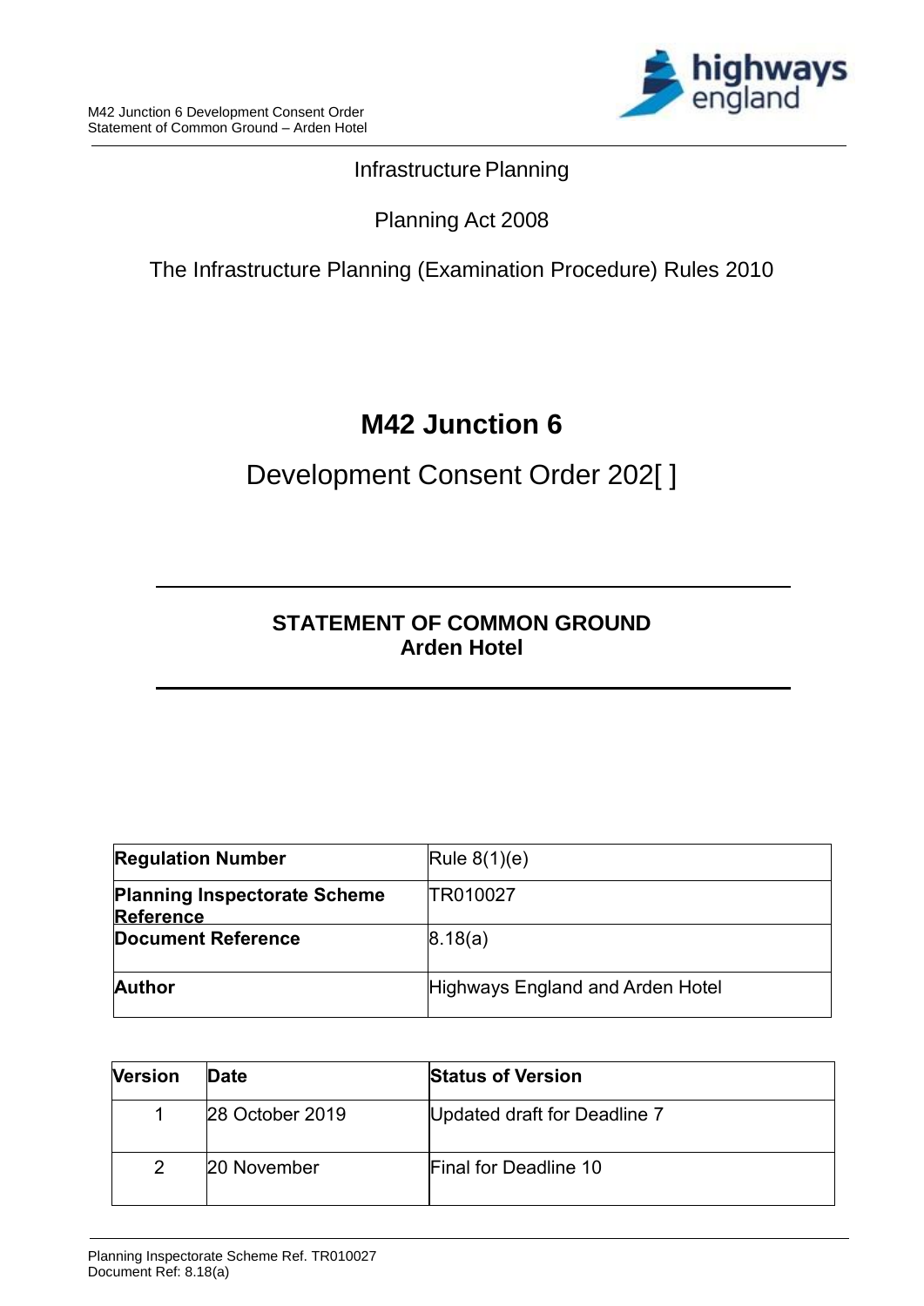Infrastructure Planning

Planning Act 2008

The Infrastructure Planning (Examination Procedure) Rules 2010

# M42 Junction 6

## Development Consent Order 202[ ]

## STATEMENT OF COMMON GROUND
## Arden Hotel

| | |
|---|---|
| **Regulation Number** | Rule 8(1)(e) |
| **Planning Inspectorate Scheme Reference** | TR010027 |
| **Document Reference** | 8.18(a) |
| **Author** | Highways England and Arden Hotel |

| Version | Date | Status of Version |
|---|---|---|
| 1 | 28 October 2019 | Updated draft for Deadline 7 |
| 2 | 20 November | Final for Deadline 10 |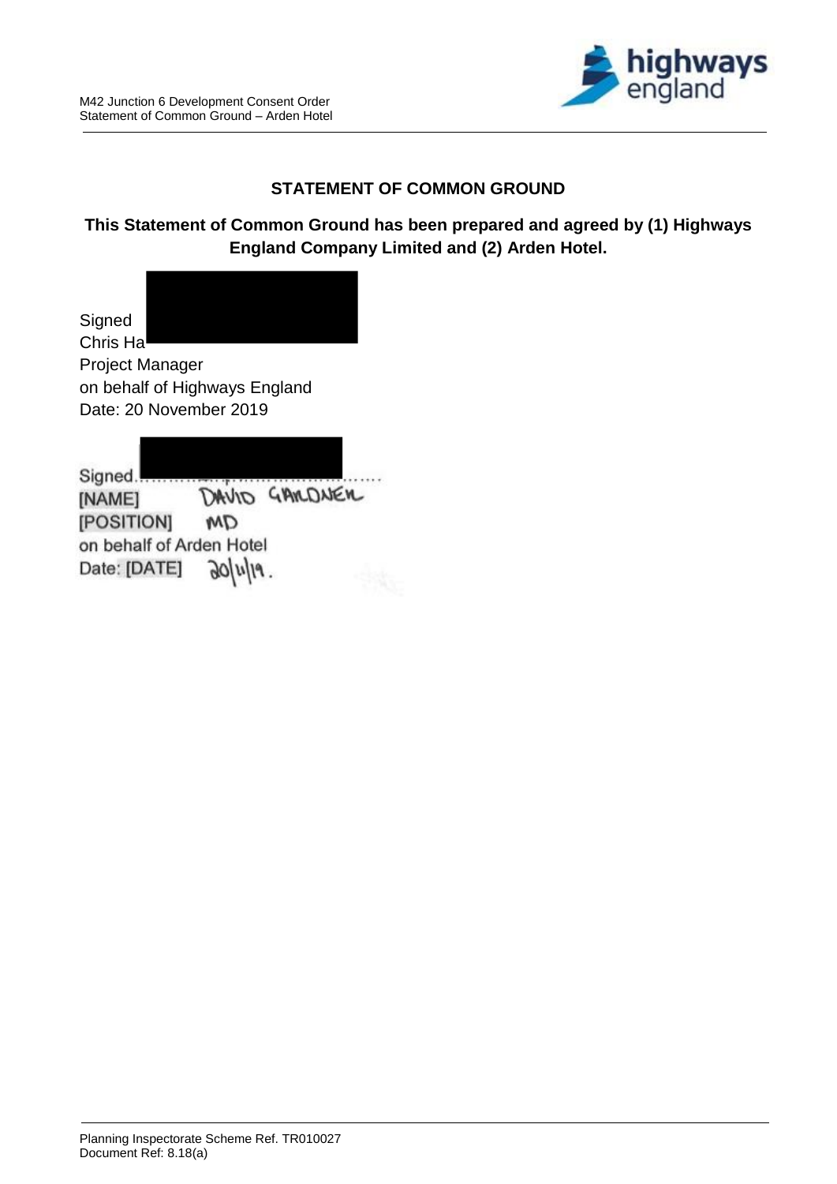## STATEMENT OF COMMON GROUND

**This Statement of Common Ground has been prepared and agreed by (1) Highways England Company Limited and (2) Arden Hotel.**

Signed
Chris Ha
Project Manager
on behalf of Highways England
Date: 20 November 2019

Signed..........................................
[NAME] DAVID GARDNER
[POSITION] MD
on behalf of Arden Hotel
Date: [DATE] 20/11/19.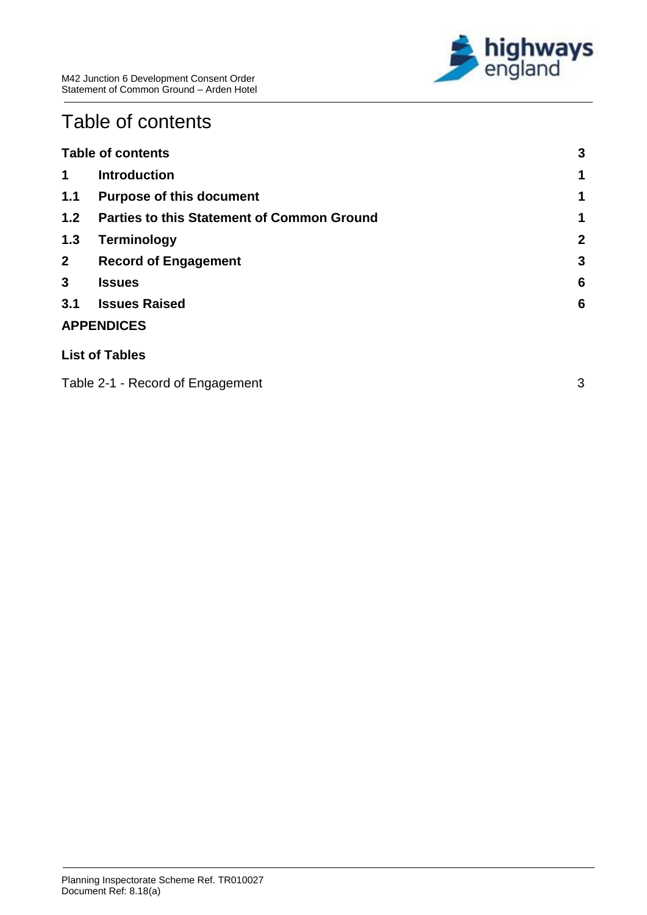# Table of contents

| | | |
|---|---|---|
| **Table of contents** | | **3** |
| **1** | **Introduction** | **1** |
| **1.1** | **Purpose of this document** | **1** |
| **1.2** | **Parties to this Statement of Common Ground** | **1** |
| **1.3** | **Terminology** | **2** |
| **2** | **Record of Engagement** | **3** |
| **3** | **Issues** | **6** |
| **3.1** | **Issues Raised** | **6** |
| **APPENDICES** | | |

**List of Tables**

Table 2-1 - Record of Engagement 3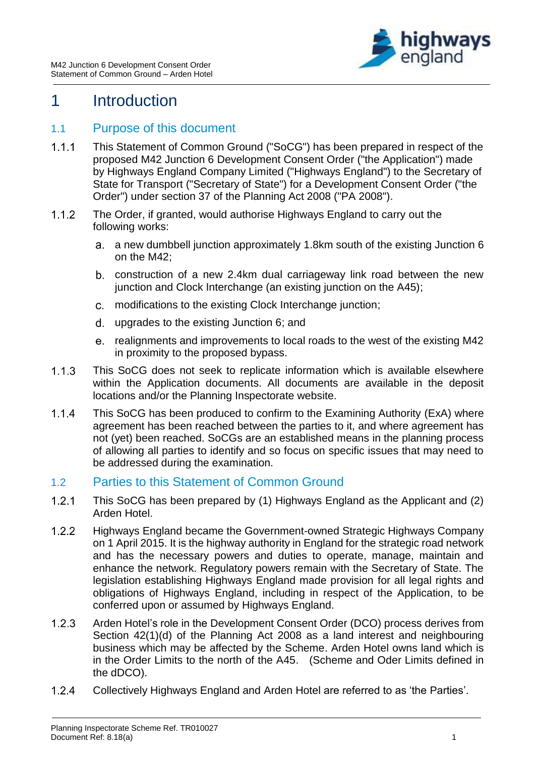# 1 Introduction

## 1.1 Purpose of this document

1.1.1 This Statement of Common Ground ("SoCG") has been prepared in respect of the proposed M42 Junction 6 Development Consent Order ("the Application") made by Highways England Company Limited ("Highways England") to the Secretary of State for Transport ("Secretary of State") for a Development Consent Order ("the Order") under section 37 of the Planning Act 2008 ("PA 2008").

1.1.2 The Order, if granted, would authorise Highways England to carry out the following works:

a. a new dumbbell junction approximately 1.8km south of the existing Junction 6 on the M42;

b. construction of a new 2.4km dual carriageway link road between the new junction and Clock Interchange (an existing junction on the A45);

c. modifications to the existing Clock Interchange junction;

d. upgrades to the existing Junction 6; and

e. realignments and improvements to local roads to the west of the existing M42 in proximity to the proposed bypass.

1.1.3 This SoCG does not seek to replicate information which is available elsewhere within the Application documents. All documents are available in the deposit locations and/or the Planning Inspectorate website.

1.1.4 This SoCG has been produced to confirm to the Examining Authority (ExA) where agreement has been reached between the parties to it, and where agreement has not (yet) been reached. SoCGs are an established means in the planning process of allowing all parties to identify and so focus on specific issues that may need to be addressed during the examination.

## 1.2 Parties to this Statement of Common Ground

1.2.1 This SoCG has been prepared by (1) Highways England as the Applicant and (2) Arden Hotel.

1.2.2 Highways England became the Government-owned Strategic Highways Company on 1 April 2015. It is the highway authority in England for the strategic road network and has the necessary powers and duties to operate, manage, maintain and enhance the network. Regulatory powers remain with the Secretary of State. The legislation establishing Highways England made provision for all legal rights and obligations of Highways England, including in respect of the Application, to be conferred upon or assumed by Highways England.

1.2.3 Arden Hotel's role in the Development Consent Order (DCO) process derives from Section 42(1)(d) of the Planning Act 2008 as a land interest and neighbouring business which may be affected by the Scheme. Arden Hotel owns land which is in the Order Limits to the north of the A45. (Scheme and Oder Limits defined in the dDCO).

1.2.4 Collectively Highways England and Arden Hotel are referred to as 'the Parties'.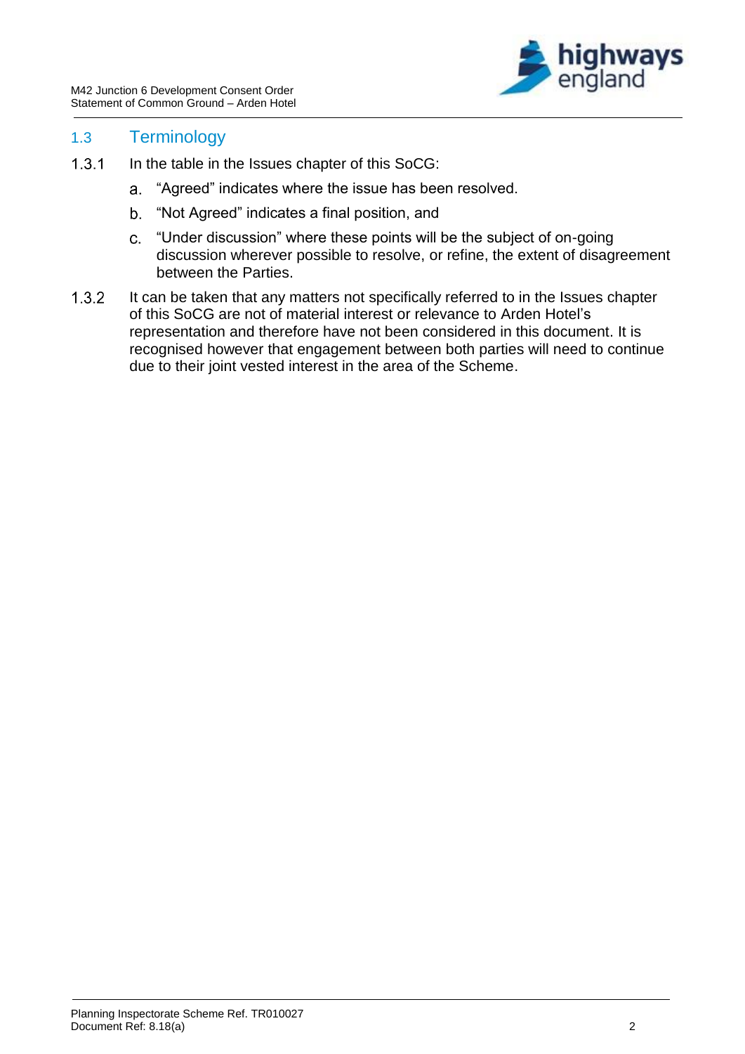## 1.3 Terminology

1.3.1 In the table in the Issues chapter of this SoCG:

a. "Agreed" indicates where the issue has been resolved.

b. "Not Agreed" indicates a final position, and

c. "Under discussion" where these points will be the subject of on-going discussion wherever possible to resolve, or refine, the extent of disagreement between the Parties.

1.3.2 It can be taken that any matters not specifically referred to in the Issues chapter of this SoCG are not of material interest or relevance to Arden Hotel's representation and therefore have not been considered in this document. It is recognised however that engagement between both parties will need to continue due to their joint vested interest in the area of the Scheme.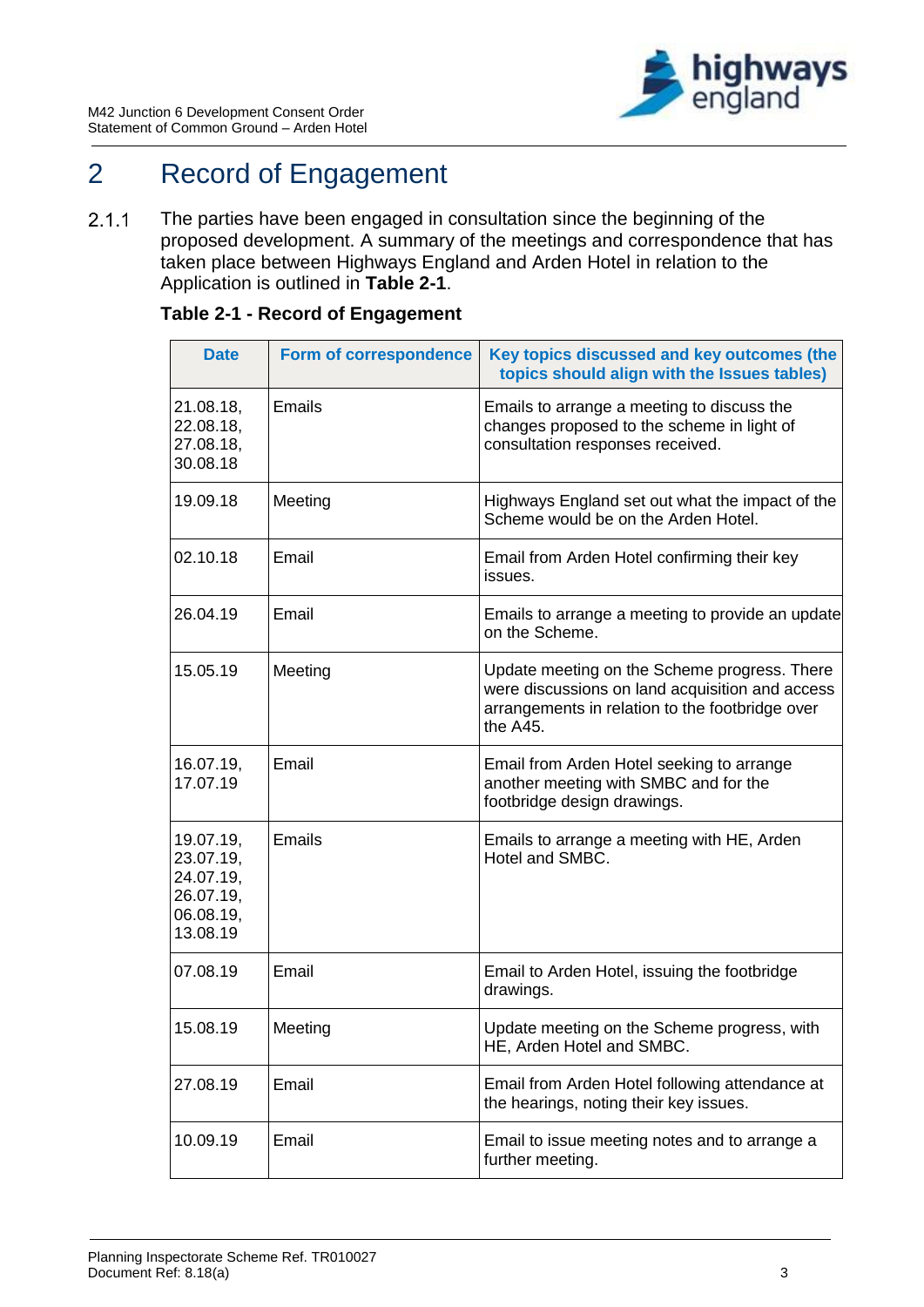# 2 Record of Engagement

2.1.1 The parties have been engaged in consultation since the beginning of the proposed development. A summary of the meetings and correspondence that has taken place between Highways England and Arden Hotel in relation to the Application is outlined in **Table 2-1**.

**Table 2-1 - Record of Engagement**

| Date | Form of correspondence | Key topics discussed and key outcomes (the topics should align with the Issues tables) |
|---|---|---|
| 21.08.18, 22.08.18, 27.08.18, 30.08.18 | Emails | Emails to arrange a meeting to discuss the changes proposed to the scheme in light of consultation responses received. |
| 19.09.18 | Meeting | Highways England set out what the impact of the Scheme would be on the Arden Hotel. |
| 02.10.18 | Email | Email from Arden Hotel confirming their key issues. |
| 26.04.19 | Email | Emails to arrange a meeting to provide an update on the Scheme. |
| 15.05.19 | Meeting | Update meeting on the Scheme progress. There were discussions on land acquisition and access arrangements in relation to the footbridge over the A45. |
| 16.07.19, 17.07.19 | Email | Email from Arden Hotel seeking to arrange another meeting with SMBC and for the footbridge design drawings. |
| 19.07.19, 23.07.19, 24.07.19, 26.07.19, 06.08.19, 13.08.19 | Emails | Emails to arrange a meeting with HE, Arden Hotel and SMBC. |
| 07.08.19 | Email | Email to Arden Hotel, issuing the footbridge drawings. |
| 15.08.19 | Meeting | Update meeting on the Scheme progress, with HE, Arden Hotel and SMBC. |
| 27.08.19 | Email | Email from Arden Hotel following attendance at the hearings, noting their key issues. |
| 10.09.19 | Email | Email to issue meeting notes and to arrange a further meeting. |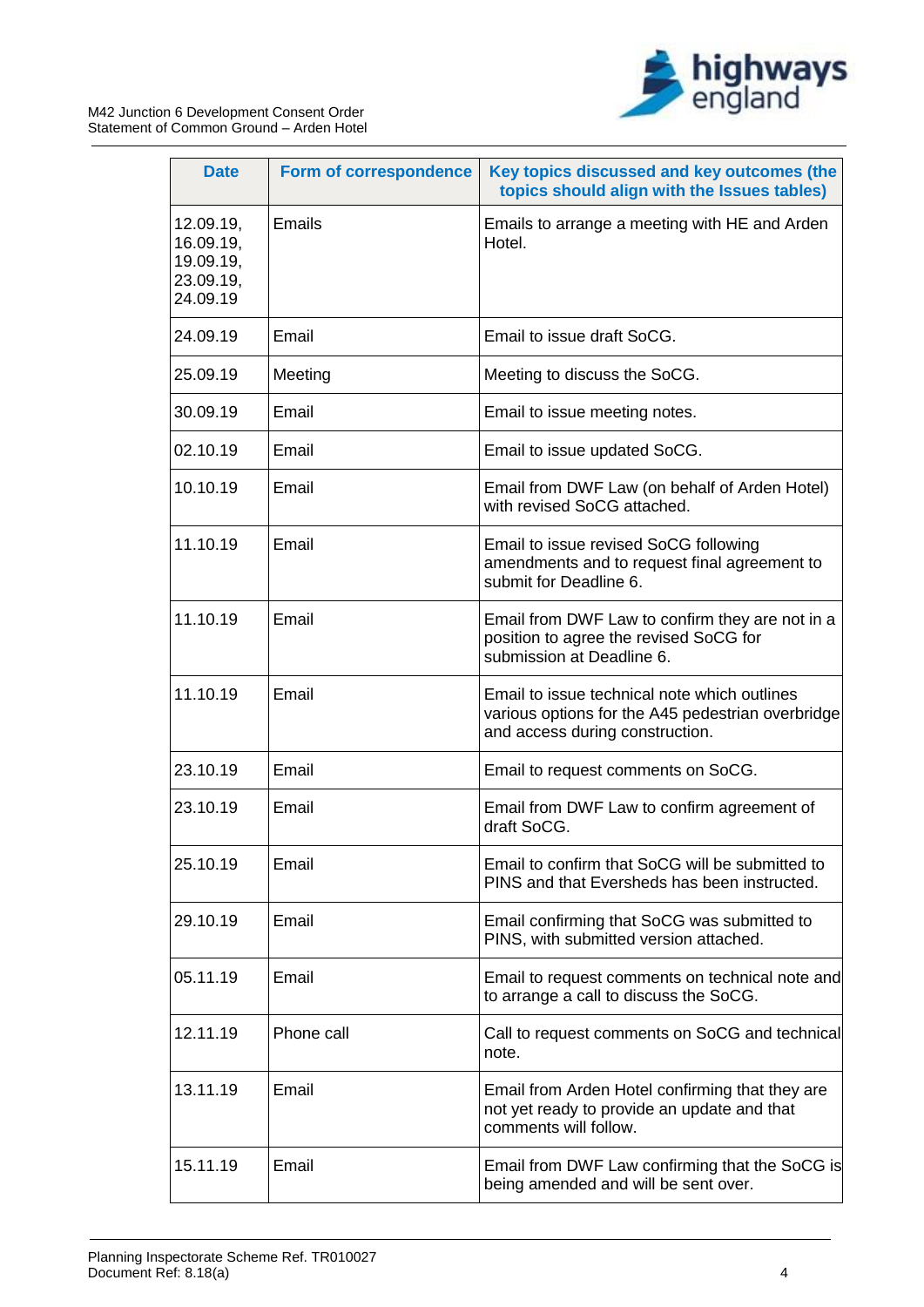| Date | Form of correspondence | Key topics discussed and key outcomes (the topics should align with the Issues tables) |
|---|---|---|
| 12.09.19, 16.09.19, 19.09.19, 23.09.19, 24.09.19 | Emails | Emails to arrange a meeting with HE and Arden Hotel. |
| 24.09.19 | Email | Email to issue draft SoCG. |
| 25.09.19 | Meeting | Meeting to discuss the SoCG. |
| 30.09.19 | Email | Email to issue meeting notes. |
| 02.10.19 | Email | Email to issue updated SoCG. |
| 10.10.19 | Email | Email from DWF Law (on behalf of Arden Hotel) with revised SoCG attached. |
| 11.10.19 | Email | Email to issue revised SoCG following amendments and to request final agreement to submit for Deadline 6. |
| 11.10.19 | Email | Email from DWF Law to confirm they are not in a position to agree the revised SoCG for submission at Deadline 6. |
| 11.10.19 | Email | Email to issue technical note which outlines various options for the A45 pedestrian overbridge and access during construction. |
| 23.10.19 | Email | Email to request comments on SoCG. |
| 23.10.19 | Email | Email from DWF Law to confirm agreement of draft SoCG. |
| 25.10.19 | Email | Email to confirm that SoCG will be submitted to PINS and that Eversheds has been instructed. |
| 29.10.19 | Email | Email confirming that SoCG was submitted to PINS, with submitted version attached. |
| 05.11.19 | Email | Email to request comments on technical note and to arrange a call to discuss the SoCG. |
| 12.11.19 | Phone call | Call to request comments on SoCG and technical note. |
| 13.11.19 | Email | Email from Arden Hotel confirming that they are not yet ready to provide an update and that comments will follow. |
| 15.11.19 | Email | Email from DWF Law confirming that the SoCG is being amended and will be sent over. |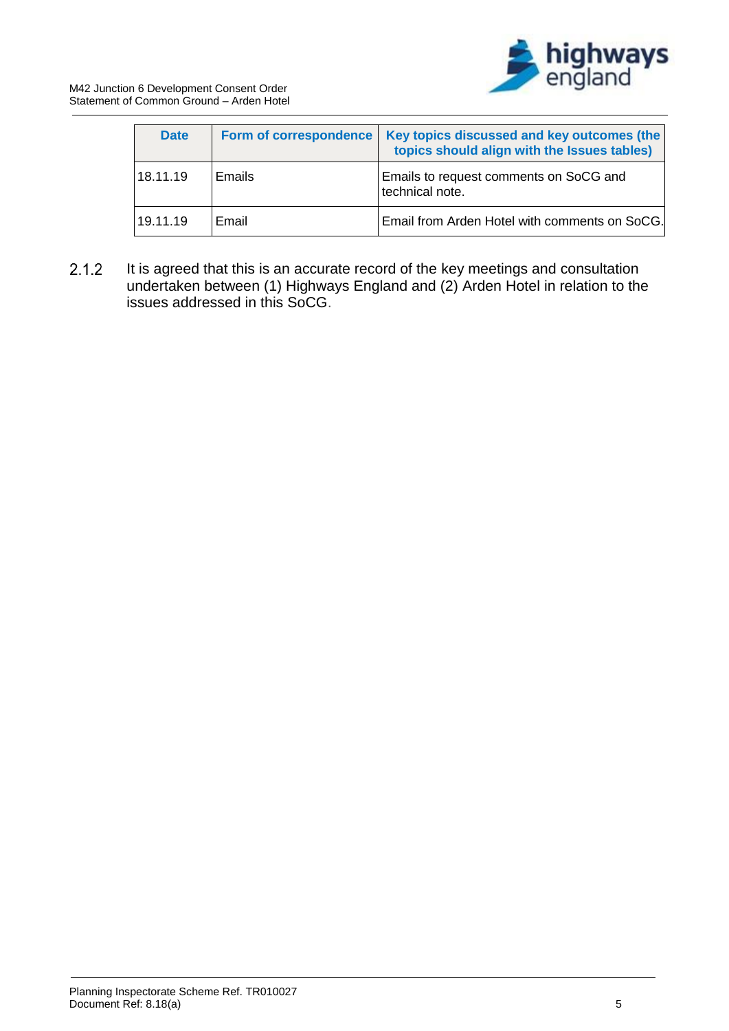| Date | Form of correspondence | Key topics discussed and key outcomes (the topics should align with the Issues tables) |
| --- | --- | --- |
| 18.11.19 | Emails | Emails to request comments on SoCG and technical note. |
| 19.11.19 | Email | Email from Arden Hotel with comments on SoCG. |

2.1.2 It is agreed that this is an accurate record of the key meetings and consultation undertaken between (1) Highways England and (2) Arden Hotel in relation to the issues addressed in this SoCG.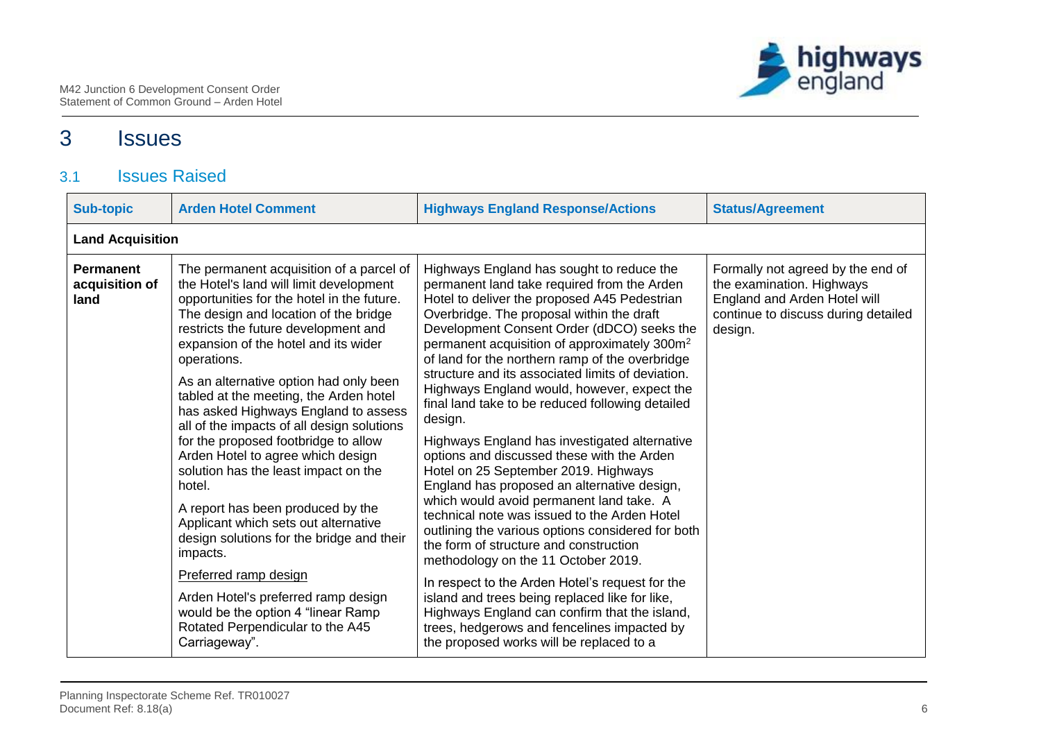# 3 Issues

## 3.1 Issues Raised

| Sub-topic | Arden Hotel Comment | Highways England Response/Actions | Status/Agreement |
|---|---|---|---|
| **Land Acquisition** | | | |
| **Permanent acquisition of land** | The permanent acquisition of a parcel of the Hotel's land will limit development opportunities for the hotel in the future. The design and location of the bridge restricts the future development and expansion of the hotel and its wider operations.<br><br>As an alternative option had only been tabled at the meeting, the Arden hotel has asked Highways England to assess all of the impacts of all design solutions for the proposed footbridge to allow Arden Hotel to agree which design solution has the least impact on the hotel.<br><br>A report has been produced by the Applicant which sets out alternative design solutions for the bridge and their impacts.<br><br><u>Preferred ramp design</u><br><br>Arden Hotel's preferred ramp design would be the option 4 "linear Ramp Rotated Perpendicular to the A45 Carriageway". | Highways England has sought to reduce the permanent land take required from the Arden Hotel to deliver the proposed A45 Pedestrian Overbridge. The proposal within the draft Development Consent Order (dDCO) seeks the permanent acquisition of approximately 300m$^2$ of land for the northern ramp of the overbridge structure and its associated limits of deviation. Highways England would, however, expect the final land take to be reduced following detailed design.<br><br>Highways England has investigated alternative options and discussed these with the Arden Hotel on 25 September 2019. Highways England has proposed an alternative design, which would avoid permanent land take. A technical note was issued to the Arden Hotel outlining the various options considered for both the form of structure and construction methodology on the 11 October 2019.<br><br>In respect to the Arden Hotel's request for the island and trees being replaced like for like, Highways England can confirm that the island, trees, hedgerows and fencelines impacted by the proposed works will be replaced to a | Formally not agreed by the end of the examination. Highways England and Arden Hotel will continue to discuss during detailed design. |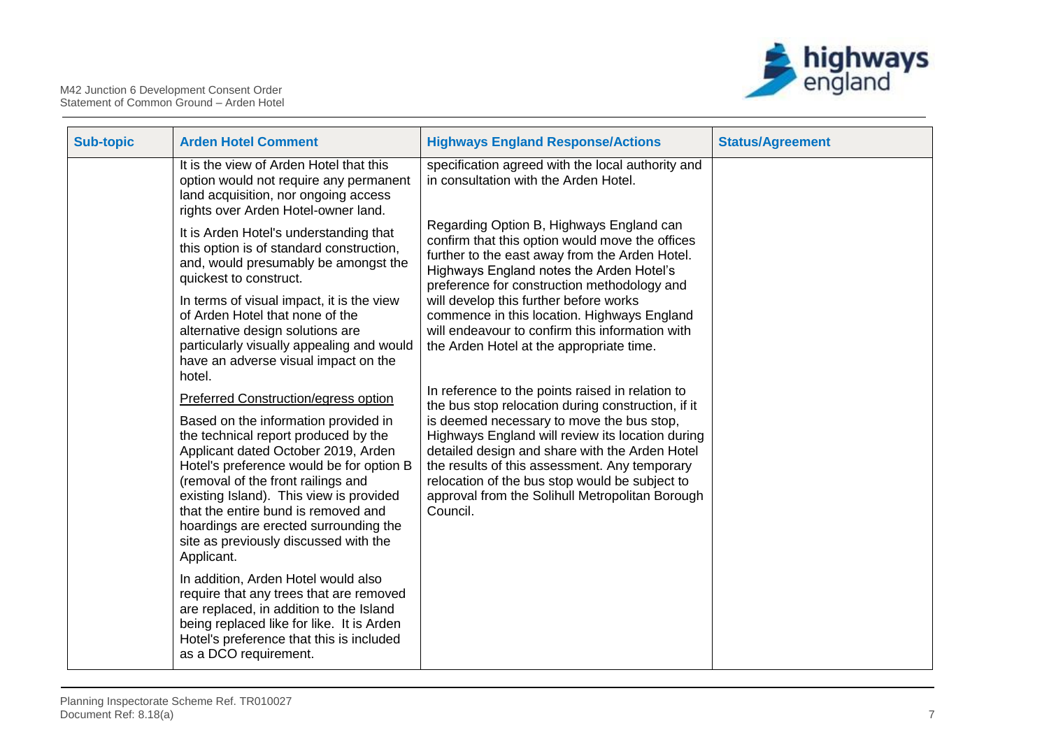| Sub-topic | Arden Hotel Comment | Highways England Response/Actions | Status/Agreement |
|---|---|---|---|
| | It is the view of Arden Hotel that this option would not require any permanent land acquisition, nor ongoing access rights over Arden Hotel-owner land.<br><br>It is Arden Hotel's understanding that this option is of standard construction, and, would presumably be amongst the quickest to construct.<br><br>In terms of visual impact, it is the view of Arden Hotel that none of the alternative design solutions are particularly visually appealing and would have an adverse visual impact on the hotel.<br><br>Preferred Construction/egress option<br><br>Based on the information provided in the technical report produced by the Applicant dated October 2019, Arden Hotel's preference would be for option B (removal of the front railings and existing Island). This view is provided that the entire bund is removed and hoardings are erected surrounding the site as previously discussed with the Applicant.<br><br>In addition, Arden Hotel would also require that any trees that are removed are replaced, in addition to the Island being replaced like for like. It is Arden Hotel's preference that this is included as a DCO requirement. | specification agreed with the local authority and in consultation with the Arden Hotel.<br><br>Regarding Option B, Highways England can confirm that this option would move the offices further to the east away from the Arden Hotel. Highways England notes the Arden Hotel's preference for construction methodology and will develop this further before works commence in this location. Highways England will endeavour to confirm this information with the Arden Hotel at the appropriate time.<br><br>In reference to the points raised in relation to the bus stop relocation during construction, if it is deemed necessary to move the bus stop, Highways England will review its location during detailed design and share with the Arden Hotel the results of this assessment. Any temporary relocation of the bus stop would be subject to approval from the Solihull Metropolitan Borough Council. | |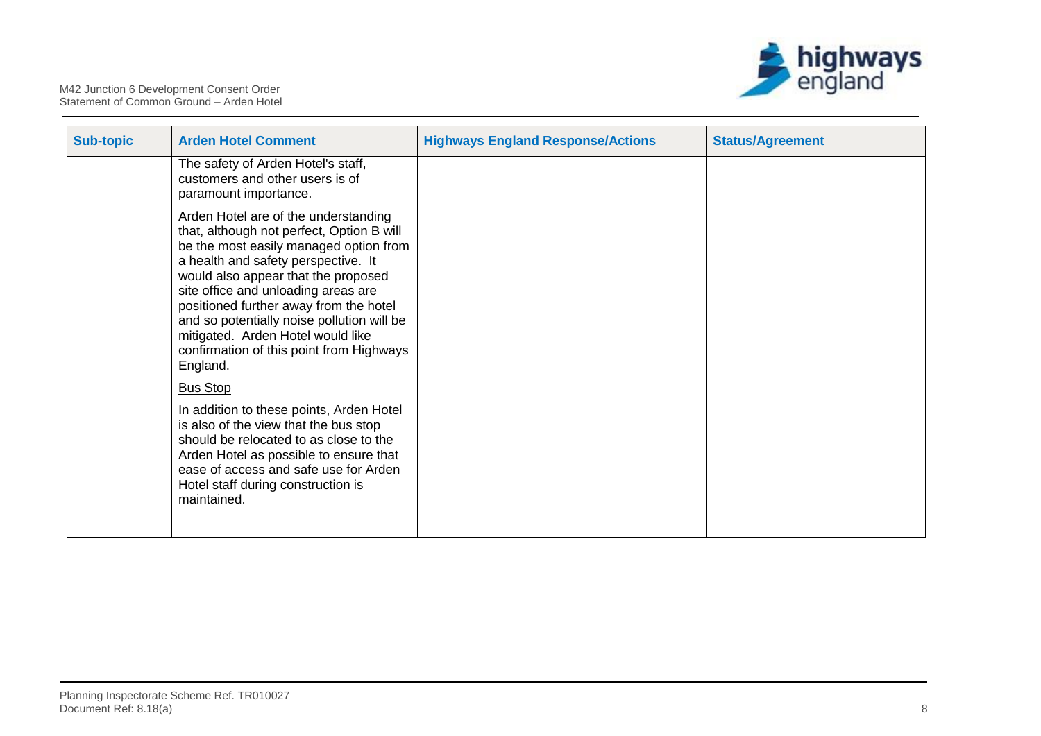| Sub-topic | Arden Hotel Comment | Highways England Response/Actions | Status/Agreement |
|---|---|---|---|
| | The safety of Arden Hotel's staff, customers and other users is of paramount importance.<br><br>Arden Hotel are of the understanding that, although not perfect, Option B will be the most easily managed option from a health and safety perspective. It would also appear that the proposed site office and unloading areas are positioned further away from the hotel and so potentially noise pollution will be mitigated. Arden Hotel would like confirmation of this point from Highways England.<br><br><u>Bus Stop</u><br><br>In addition to these points, Arden Hotel is also of the view that the bus stop should be relocated to as close to the Arden Hotel as possible to ensure that ease of access and safe use for Arden Hotel staff during construction is maintained. | | |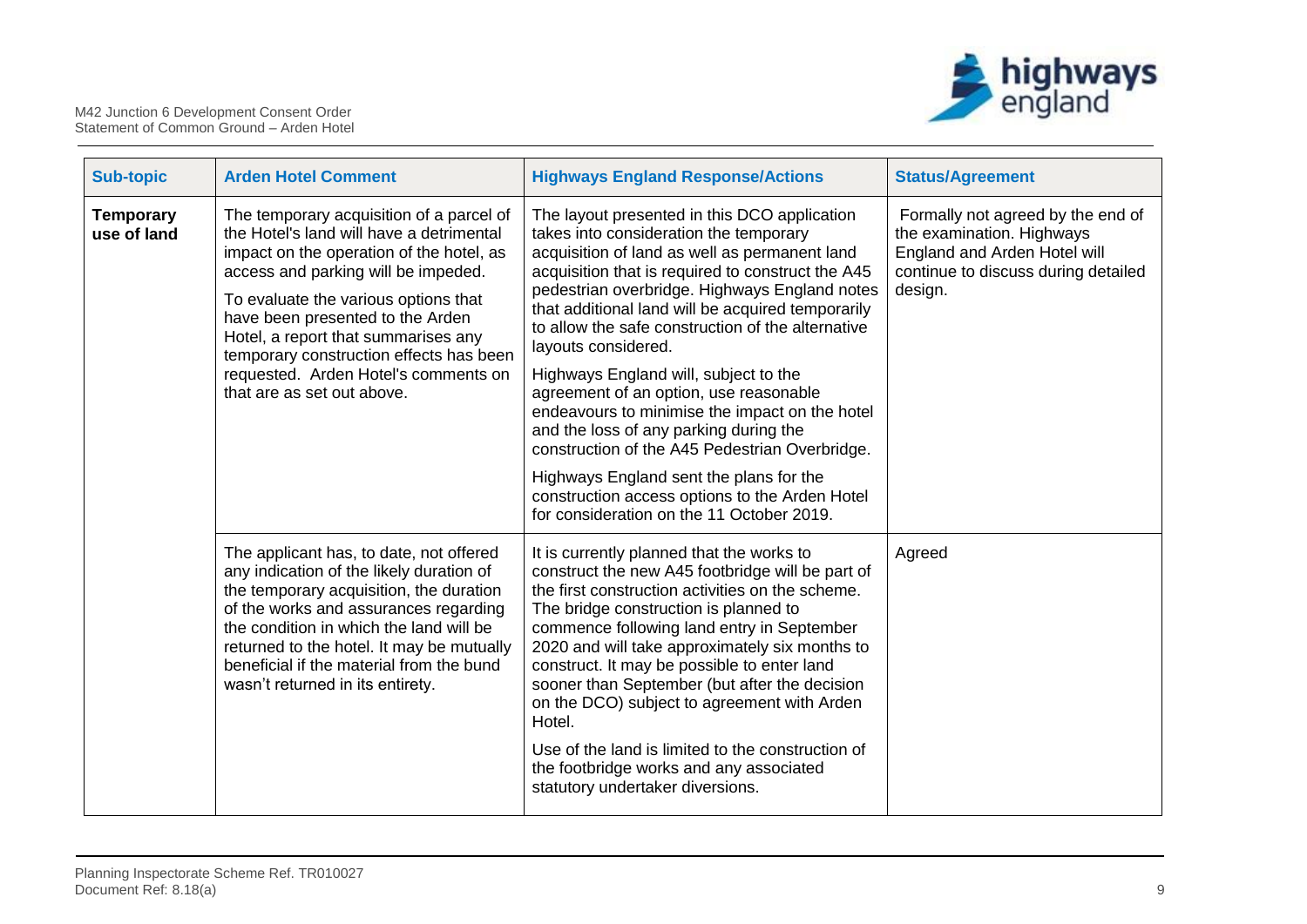| Sub-topic | Arden Hotel Comment | Highways England Response/Actions | Status/Agreement |
|---|---|---|---|
| **Temporary use of land** | The temporary acquisition of a parcel of the Hotel's land will have a detrimental impact on the operation of the hotel, as access and parking will be impeded. To evaluate the various options that have been presented to the Arden Hotel, a report that summarises any temporary construction effects has been requested. Arden Hotel's comments on that are as set out above. | The layout presented in this DCO application takes into consideration the temporary acquisition of land as well as permanent land acquisition that is required to construct the A45 pedestrian overbridge. Highways England notes that additional land will be acquired temporarily to allow the safe construction of the alternative layouts considered. Highways England will, subject to the agreement of an option, use reasonable endeavours to minimise the impact on the hotel and the loss of any parking during the construction of the A45 Pedestrian Overbridge. Highways England sent the plans for the construction access options to the Arden Hotel for consideration on the 11 October 2019. | Formally not agreed by the end of the examination. Highways England and Arden Hotel will continue to discuss during detailed design. |
| | The applicant has, to date, not offered any indication of the likely duration of the temporary acquisition, the duration of the works and assurances regarding the condition in which the land will be returned to the hotel. It may be mutually beneficial if the material from the bund wasn't returned in its entirety. | It is currently planned that the works to construct the new A45 footbridge will be part of the first construction activities on the scheme. The bridge construction is planned to commence following land entry in September 2020 and will take approximately six months to construct. It may be possible to enter land sooner than September (but after the decision on the DCO) subject to agreement with Arden Hotel. Use of the land is limited to the construction of the footbridge works and any associated statutory undertaker diversions. | Agreed |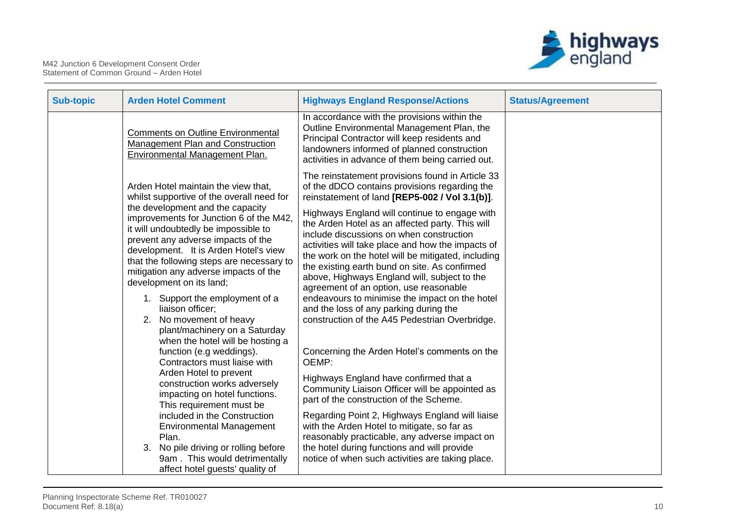| Sub-topic | Arden Hotel Comment | Highways England Response/Actions | Status/Agreement |
|---|---|---|---|
| | Comments on Outline Environmental Management Plan and Construction Environmental Management Plan.<br><br>Arden Hotel maintain the view that, whilst supportive of the overall need for the development and the capacity improvements for Junction 6 of the M42, it will undoubtedly be impossible to prevent any adverse impacts of the development. It is Arden Hotel's view that the following steps are necessary to mitigation any adverse impacts of the development on its land;<br><br>1. Support the employment of a liaison officer;<br>2. No movement of heavy plant/machinery on a Saturday when the hotel will be hosting a function (e.g weddings). Contractors must liaise with Arden Hotel to prevent construction works adversely impacting on hotel functions. This requirement must be included in the Construction Environmental Management Plan.<br>3. No pile driving or rolling before 9am . This would detrimentally affect hotel guests' quality of | In accordance with the provisions within the Outline Environmental Management Plan, the Principal Contractor will keep residents and landowners informed of planned construction activities in advance of them being carried out.<br><br>The reinstatement provisions found in Article 33 of the dDCO contains provisions regarding the reinstatement of land **[REP5-002 / Vol 3.1(b)]**.<br><br>Highways England will continue to engage with the Arden Hotel as an affected party. This will include discussions on when construction activities will take place and how the impacts of the work on the hotel will be mitigated, including the existing earth bund on site. As confirmed above, Highways England will, subject to the agreement of an option, use reasonable endeavours to minimise the impact on the hotel and the loss of any parking during the construction of the A45 Pedestrian Overbridge.<br><br>Concerning the Arden Hotel's comments on the OEMP:<br><br>Highways England have confirmed that a Community Liaison Officer will be appointed as part of the construction of the Scheme.<br><br>Regarding Point 2, Highways England will liaise with the Arden Hotel to mitigate, so far as reasonably practicable, any adverse impact on the hotel during functions and will provide notice of when such activities are taking place. | |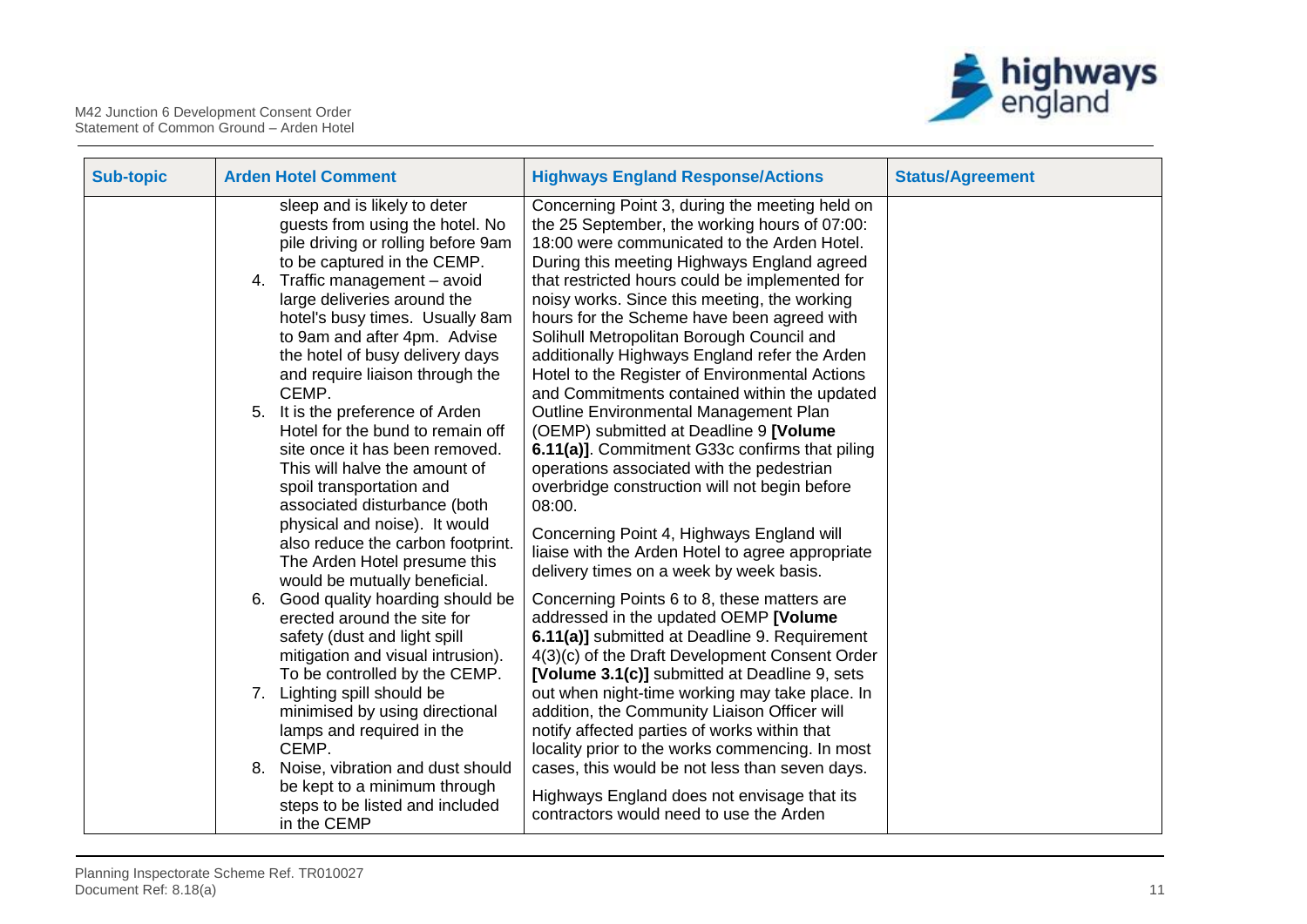| Sub-topic | Arden Hotel Comment | Highways England Response/Actions | Status/Agreement |
|---|---|---|---|
| | sleep and is likely to deter guests from using the hotel. No pile driving or rolling before 9am to be captured in the CEMP.<br>4. Traffic management – avoid large deliveries around the hotel's busy times. Usually 8am to 9am and after 4pm. Advise the hotel of busy delivery days and require liaison through the CEMP.<br>5. It is the preference of Arden Hotel for the bund to remain off site once it has been removed. This will halve the amount of spoil transportation and associated disturbance (both physical and noise). It would also reduce the carbon footprint. The Arden Hotel presume this would be mutually beneficial.<br>6. Good quality hoarding should be erected around the site for safety (dust and light spill mitigation and visual intrusion). To be controlled by the CEMP.<br>7. Lighting spill should be minimised by using directional lamps and required in the CEMP.<br>8. Noise, vibration and dust should be kept to a minimum through steps to be listed and included in the CEMP | Concerning Point 3, during the meeting held on the 25 September, the working hours of 07:00: 18:00 were communicated to the Arden Hotel. During this meeting Highways England agreed that restricted hours could be implemented for noisy works. Since this meeting, the working hours for the Scheme have been agreed with Solihull Metropolitan Borough Council and additionally Highways England refer the Arden Hotel to the Register of Environmental Actions and Commitments contained within the updated Outline Environmental Management Plan (OEMP) submitted at Deadline 9 **[Volume 6.11(a)]**. Commitment G33c confirms that piling operations associated with the pedestrian overbridge construction will not begin before 08:00.<br><br>Concerning Point 4, Highways England will liaise with the Arden Hotel to agree appropriate delivery times on a week by week basis.<br><br>Concerning Points 6 to 8, these matters are addressed in the updated OEMP **[Volume 6.11(a)]** submitted at Deadline 9. Requirement 4(3)(c) of the Draft Development Consent Order **[Volume 3.1(c)]** submitted at Deadline 9, sets out when night-time working may take place. In addition, the Community Liaison Officer will notify affected parties of works within that locality prior to the works commencing. In most cases, this would be not less than seven days.<br><br>Highways England does not envisage that its contractors would need to use the Arden | |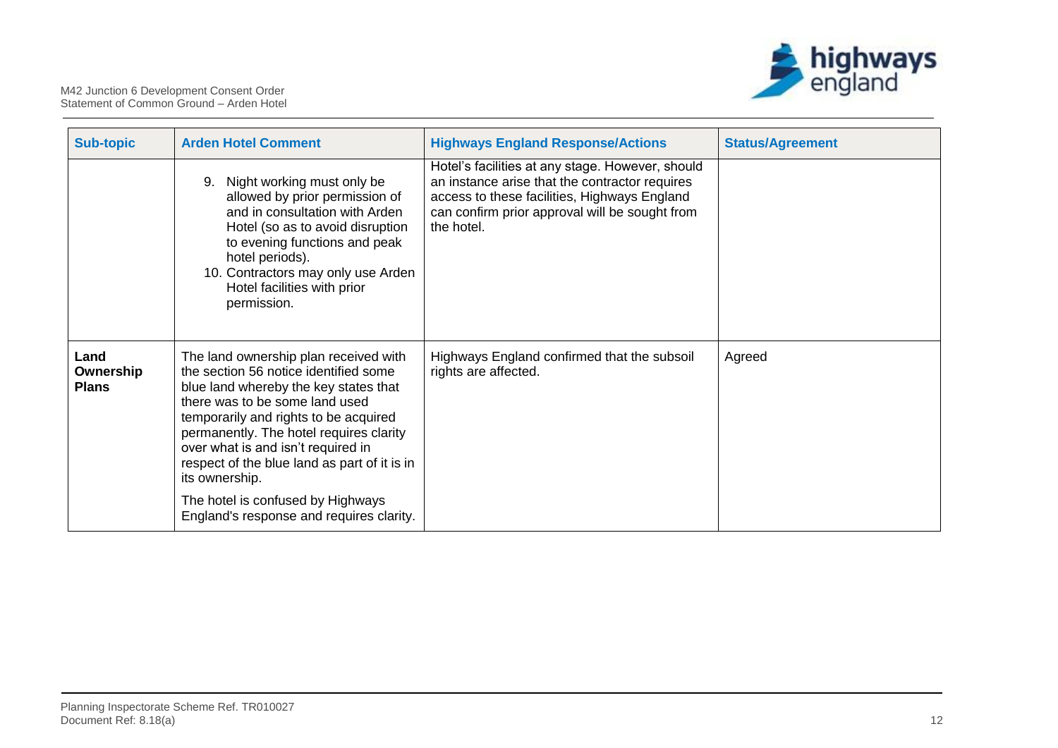| Sub-topic | Arden Hotel Comment | Highways England Response/Actions | Status/Agreement |
| --- | --- | --- | --- |
| | 9. Night working must only be allowed by prior permission of and in consultation with Arden Hotel (so as to avoid disruption to evening functions and peak hotel periods).<br>10. Contractors may only use Arden Hotel facilities with prior permission. | Hotel's facilities at any stage. However, should an instance arise that the contractor requires access to these facilities, Highways England can confirm prior approval will be sought from the hotel. | |
| **Land Ownership Plans** | The land ownership plan received with the section 56 notice identified some blue land whereby the key states that there was to be some land used temporarily and rights to be acquired permanently. The hotel requires clarity over what is and isn't required in respect of the blue land as part of it is in its ownership.<br><br>The hotel is confused by Highways England's response and requires clarity. | Highways England confirmed that the subsoil rights are affected. | Agreed |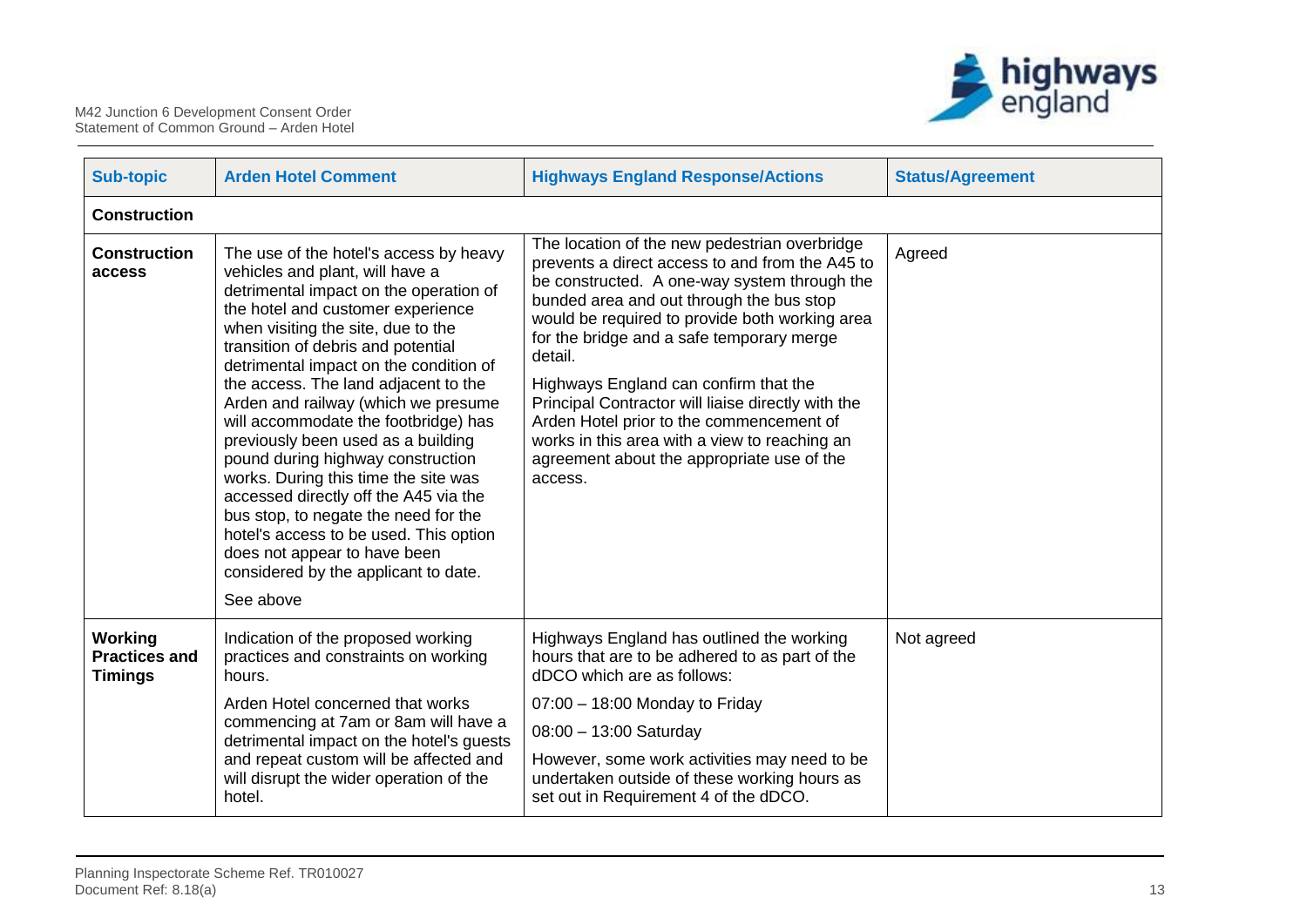| Sub-topic | Arden Hotel Comment | Highways England Response/Actions | Status/Agreement |
| --- | --- | --- | --- |
| **Construction** | | | |
| **Construction access** | The use of the hotel's access by heavy vehicles and plant, will have a detrimental impact on the operation of the hotel and customer experience when visiting the site, due to the transition of debris and potential detrimental impact on the condition of the access. The land adjacent to the Arden and railway (which we presume will accommodate the footbridge) has previously been used as a building pound during highway construction works. During this time the site was accessed directly off the A45 via the bus stop, to negate the need for the hotel's access to be used. This option does not appear to have been considered by the applicant to date.<br><br>See above | The location of the new pedestrian overbridge prevents a direct access to and from the A45 to be constructed. A one-way system through the bunded area and out through the bus stop would be required to provide both working area for the bridge and a safe temporary merge detail.<br><br>Highways England can confirm that the Principal Contractor will liaise directly with the Arden Hotel prior to the commencement of works in this area with a view to reaching an agreement about the appropriate use of the access. | Agreed |
| **Working Practices and Timings** | Indication of the proposed working practices and constraints on working hours.<br><br>Arden Hotel concerned that works commencing at 7am or 8am will have a detrimental impact on the hotel's guests and repeat custom will be affected and will disrupt the wider operation of the hotel. | Highways England has outlined the working hours that are to be adhered to as part of the dDCO which are as follows:<br><br>07:00 – 18:00 Monday to Friday<br><br>08:00 – 13:00 Saturday<br><br>However, some work activities may need to be undertaken outside of these working hours as set out in Requirement 4 of the dDCO. | Not agreed |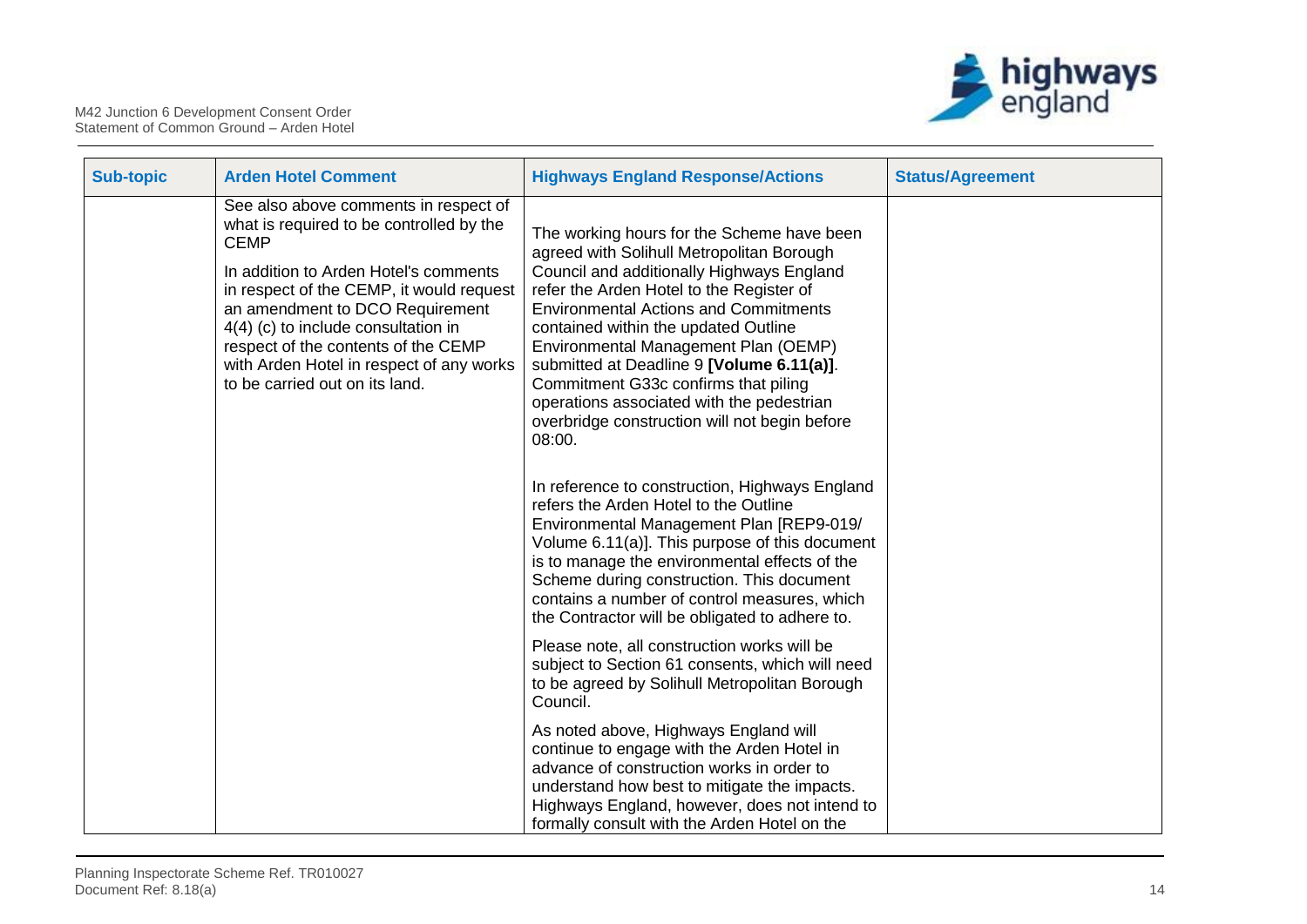| Sub-topic | Arden Hotel Comment | Highways England Response/Actions | Status/Agreement |
|---|---|---|---|
| | See also above comments in respect of what is required to be controlled by the CEMP<br><br>In addition to Arden Hotel's comments in respect of the CEMP, it would request an amendment to DCO Requirement 4(4) (c) to include consultation in respect of the contents of the CEMP with Arden Hotel in respect of any works to be carried out on its land. | The working hours for the Scheme have been agreed with Solihull Metropolitan Borough Council and additionally Highways England refer the Arden Hotel to the Register of Environmental Actions and Commitments contained within the updated Outline Environmental Management Plan (OEMP) submitted at Deadline 9 **[Volume 6.11(a)]**. Commitment G33c confirms that piling operations associated with the pedestrian overbridge construction will not begin before 08:00.<br><br>In reference to construction, Highways England refers the Arden Hotel to the Outline Environmental Management Plan [REP9-019/ Volume 6.11(a)]. This purpose of this document is to manage the environmental effects of the Scheme during construction. This document contains a number of control measures, which the Contractor will be obligated to adhere to.<br><br>Please note, all construction works will be subject to Section 61 consents, which will need to be agreed by Solihull Metropolitan Borough Council.<br><br>As noted above, Highways England will continue to engage with the Arden Hotel in advance of construction works in order to understand how best to mitigate the impacts. Highways England, however, does not intend to formally consult with the Arden Hotel on the | |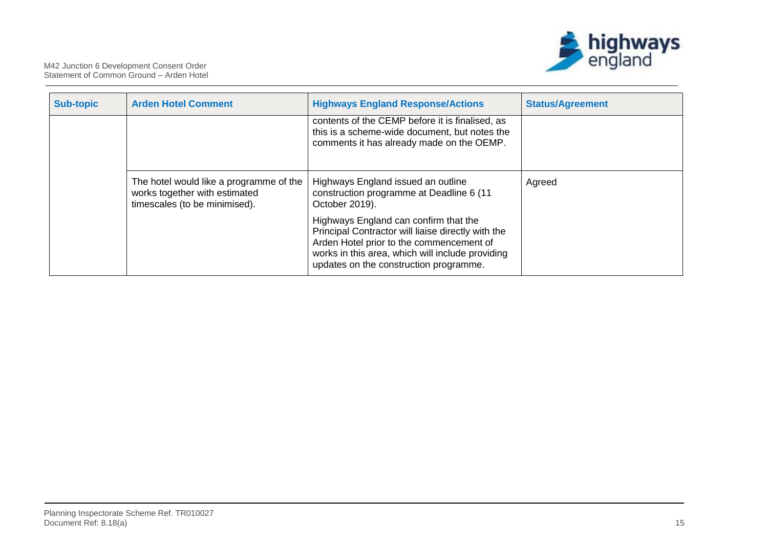| Sub-topic | Arden Hotel Comment | Highways England Response/Actions | Status/Agreement |
|---|---|---|---|
| | | contents of the CEMP before it is finalised, as this is a scheme-wide document, but notes the comments it has already made on the OEMP. | |
| | The hotel would like a programme of the works together with estimated timescales (to be minimised). | Highways England issued an outline construction programme at Deadline 6 (11 October 2019).<br><br>Highways England can confirm that the Principal Contractor will liaise directly with the Arden Hotel prior to the commencement of works in this area, which will include providing updates on the construction programme. | Agreed |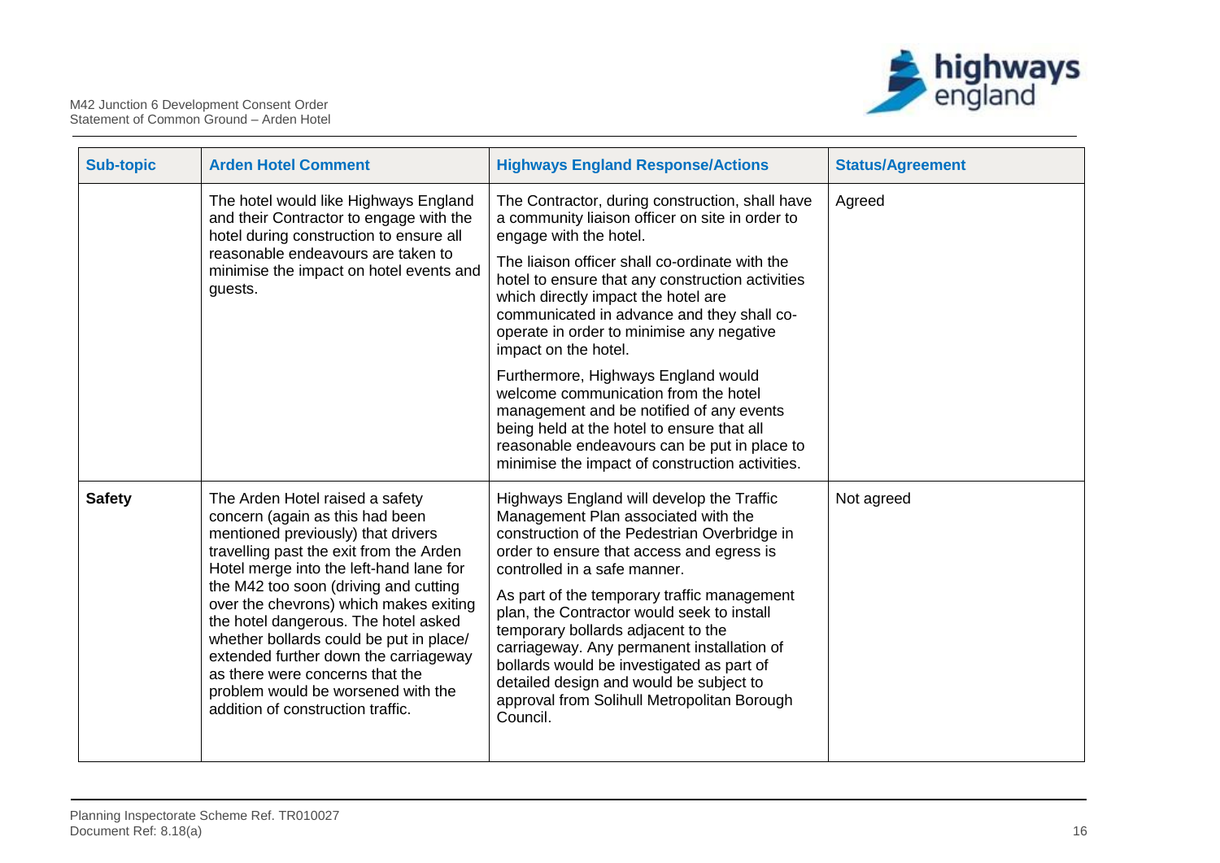| Sub-topic | Arden Hotel Comment | Highways England Response/Actions | Status/Agreement |
| --- | --- | --- | --- |
| | The hotel would like Highways England and their Contractor to engage with the hotel during construction to ensure all reasonable endeavours are taken to minimise the impact on hotel events and guests. | The Contractor, during construction, shall have a community liaison officer on site in order to engage with the hotel.<br><br>The liaison officer shall co-ordinate with the hotel to ensure that any construction activities which directly impact the hotel are communicated in advance and they shall co-operate in order to minimise any negative impact on the hotel.<br><br>Furthermore, Highways England would welcome communication from the hotel management and be notified of any events being held at the hotel to ensure that all reasonable endeavours can be put in place to minimise the impact of construction activities. | Agreed |
| **Safety** | The Arden Hotel raised a safety concern (again as this had been mentioned previously) that drivers travelling past the exit from the Arden Hotel merge into the left-hand lane for the M42 too soon (driving and cutting over the chevrons) which makes exiting the hotel dangerous. The hotel asked whether bollards could be put in place/ extended further down the carriageway as there were concerns that the problem would be worsened with the addition of construction traffic. | Highways England will develop the Traffic Management Plan associated with the construction of the Pedestrian Overbridge in order to ensure that access and egress is controlled in a safe manner.<br><br>As part of the temporary traffic management plan, the Contractor would seek to install temporary bollards adjacent to the carriageway. Any permanent installation of bollards would be investigated as part of detailed design and would be subject to approval from Solihull Metropolitan Borough Council. | Not agreed |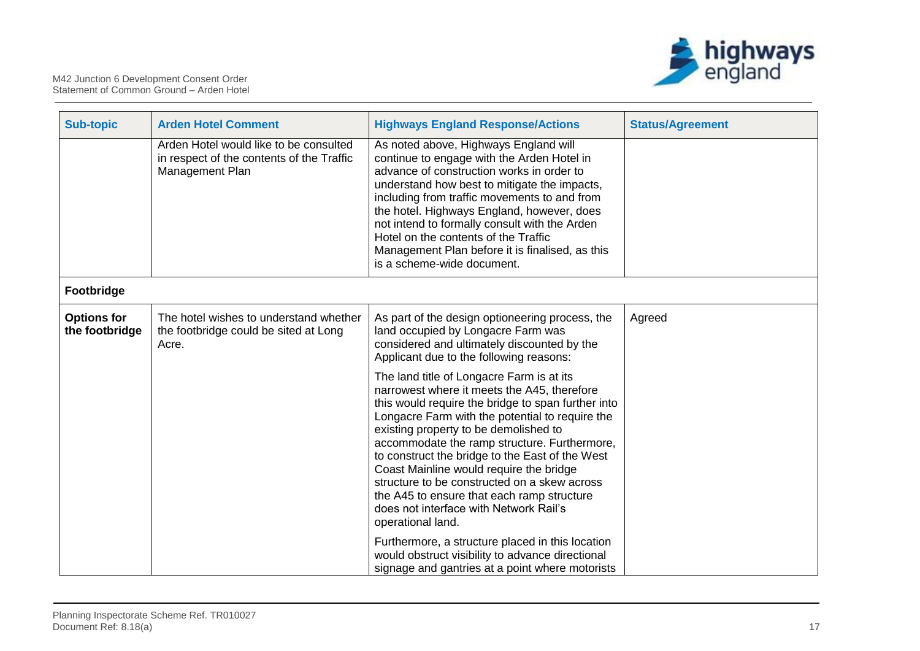| Sub-topic | Arden Hotel Comment | Highways England Response/Actions | Status/Agreement |
|---|---|---|---|
| | Arden Hotel would like to be consulted in respect of the contents of the Traffic Management Plan | As noted above, Highways England will continue to engage with the Arden Hotel in advance of construction works in order to understand how best to mitigate the impacts, including from traffic movements to and from the hotel. Highways England, however, does not intend to formally consult with the Arden Hotel on the contents of the Traffic Management Plan before it is finalised, as this is a scheme-wide document. | |
| **Footbridge** | | | |
| **Options for the footbridge** | The hotel wishes to understand whether the footbridge could be sited at Long Acre. | As part of the design optioneering process, the land occupied by Longacre Farm was considered and ultimately discounted by the Applicant due to the following reasons:<br><br>The land title of Longacre Farm is at its narrowest where it meets the A45, therefore this would require the bridge to span further into Longacre Farm with the potential to require the existing property to be demolished to accommodate the ramp structure. Furthermore, to construct the bridge to the East of the West Coast Mainline would require the bridge structure to be constructed on a skew across the A45 to ensure that each ramp structure does not interface with Network Rail's operational land.<br><br>Furthermore, a structure placed in this location would obstruct visibility to advance directional signage and gantries at a point where motorists | Agreed |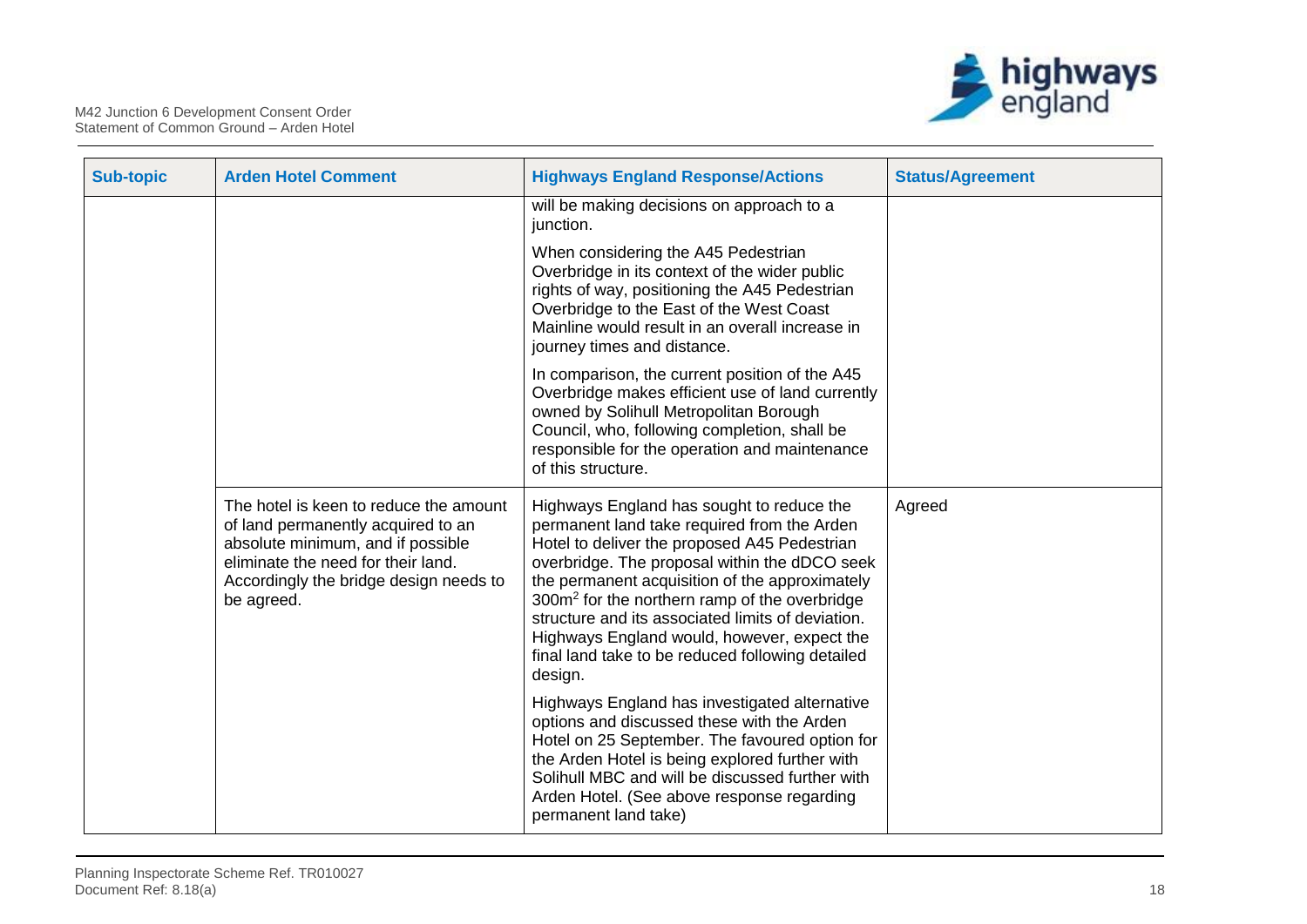| Sub-topic | Arden Hotel Comment | Highways England Response/Actions | Status/Agreement |
|---|---|---|---|
| | | will be making decisions on approach to a junction.<br><br>When considering the A45 Pedestrian Overbridge in its context of the wider public rights of way, positioning the A45 Pedestrian Overbridge to the East of the West Coast Mainline would result in an overall increase in journey times and distance.<br><br>In comparison, the current position of the A45 Overbridge makes efficient use of land currently owned by Solihull Metropolitan Borough Council, who, following completion, shall be responsible for the operation and maintenance of this structure. | |
| | The hotel is keen to reduce the amount of land permanently acquired to an absolute minimum, and if possible eliminate the need for their land. Accordingly the bridge design needs to be agreed. | Highways England has sought to reduce the permanent land take required from the Arden Hotel to deliver the proposed A45 Pedestrian overbridge. The proposal within the dDCO seek the permanent acquisition of the approximately 300m$^2$ for the northern ramp of the overbridge structure and its associated limits of deviation. Highways England would, however, expect the final land take to be reduced following detailed design.<br><br>Highways England has investigated alternative options and discussed these with the Arden Hotel on 25 September. The favoured option for the Arden Hotel is being explored further with Solihull MBC and will be discussed further with Arden Hotel. (See above response regarding permanent land take) | Agreed |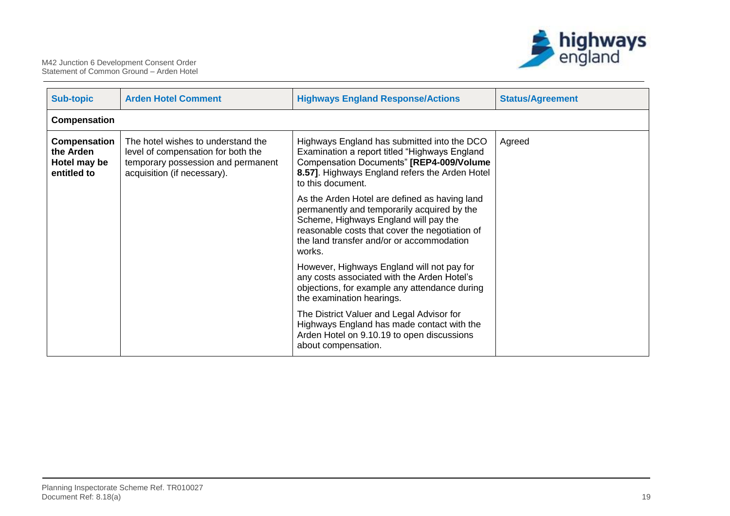| Sub-topic | Arden Hotel Comment | Highways England Response/Actions | Status/Agreement |
|---|---|---|---|
| **Compensation** | | | |
| **Compensation the Arden Hotel may be entitled to** | The hotel wishes to understand the level of compensation for both the temporary possession and permanent acquisition (if necessary). | Highways England has submitted into the DCO Examination a report titled "Highways England Compensation Documents" **[REP4-009/Volume 8.57]**. Highways England refers the Arden Hotel to this document.<br><br>As the Arden Hotel are defined as having land permanently and temporarily acquired by the Scheme, Highways England will pay the reasonable costs that cover the negotiation of the land transfer and/or or accommodation works.<br><br>However, Highways England will not pay for any costs associated with the Arden Hotel's objections, for example any attendance during the examination hearings.<br><br>The District Valuer and Legal Advisor for Highways England has made contact with the Arden Hotel on 9.10.19 to open discussions about compensation. | Agreed |